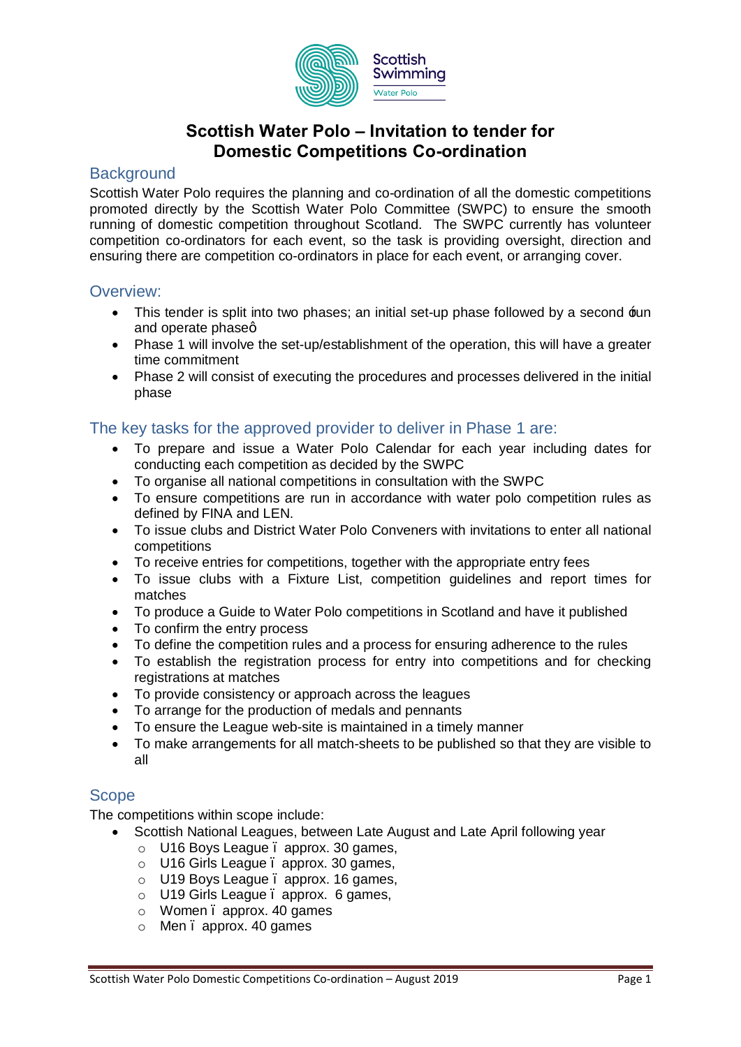# Scottish Water Polo – Invitation to tender for Domestic Competitions Co-ordination

## Background

Scottish Water Polo requires the planning and co-ordination of all the domestic competitions promoted directly by the Scottish Water Polo Committee (SWPC) to ensure the smooth running of domestic competition throughout Scotland. The SWPC currently has volunteer competition co-ordinators for each event, so the task is providing oversight, direction and ensuring there are competition co-ordinators in place for each event, or arranging cover.

## Overview:

- This tender is split into two phases; an initial set-up phase followed by a second 'run and operate phase'
- Phase 1 will involve the set-up/establishment of the operation, this will have a greater time commitment
- Phase 2 will consist of executing the procedures and processes delivered in the initial phase

## The key tasks for the approved provider to deliver in Phase 1 are:

- To prepare and issue a Water Polo Calendar for each year including dates for conducting each competition as decided by the SWPC
- To organise all national competitions in consultation with the SWPC
- To ensure competitions are run in accordance with water polo competition rules as defined by FINA and LEN.
- To issue clubs and District Water Polo Conveners with invitations to enter all national competitions
- To receive entries for competitions, together with the appropriate entry fees
- To issue clubs with a Fixture List, competition guidelines and report times for matches
- To produce a Guide to Water Polo competitions in Scotland and have it published
- To confirm the entry process
- To define the competition rules and a process for ensuring adherence to the rules
- To establish the registration process for entry into competitions and for checking registrations at matches
- To provide consistency or approach across the leagues
- To arrange for the production of medals and pennants
- To ensure the League web-site is maintained in a timely manner
- To make arrangements for all match-sheets to be published so that they are visible to all

## Scope

The competitions within scope include:

- Scottish National Leagues, between Late August and Late April following year
  - U16 Boys League – approx. 30 games,
  - U16 Girls League – approx. 30 games,
  - U19 Boys League – approx. 16 games,
  - U19 Girls League – approx. 6 games,
  - Women – approx. 40 games
  - Men – approx. 40 games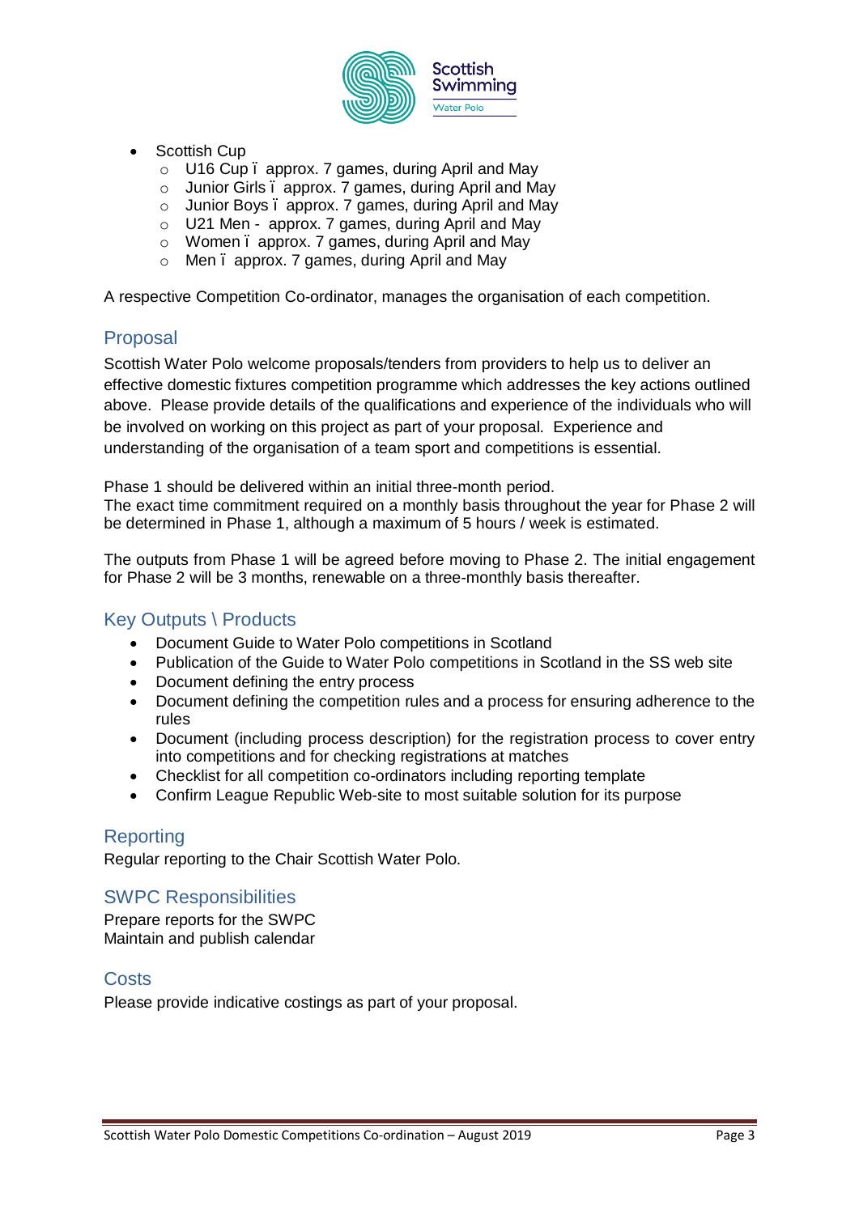- Scottish Cup
  - U16 Cup ï approx. 7 games, during April and May
  - Junior Girls ï approx. 7 games, during April and May
  - Junior Boys ï approx. 7 games, during April and May
  - U21 Men - approx. 7 games, during April and May
  - Women ï approx. 7 games, during April and May
  - Men ï approx. 7 games, during April and May

A respective Competition Co-ordinator, manages the organisation of each competition.

## Proposal

Scottish Water Polo welcome proposals/tenders from providers to help us to deliver an effective domestic fixtures competition programme which addresses the key actions outlined above. Please provide details of the qualifications and experience of the individuals who will be involved on working on this project as part of your proposal. Experience and understanding of the organisation of a team sport and competitions is essential.

Phase 1 should be delivered within an initial three-month period.
The exact time commitment required on a monthly basis throughout the year for Phase 2 will be determined in Phase 1, although a maximum of 5 hours / week is estimated.

The outputs from Phase 1 will be agreed before moving to Phase 2. The initial engagement for Phase 2 will be 3 months, renewable on a three-monthly basis thereafter.

## Key Outputs \ Products

- Document Guide to Water Polo competitions in Scotland
- Publication of the Guide to Water Polo competitions in Scotland in the SS web site
- Document defining the entry process
- Document defining the competition rules and a process for ensuring adherence to the rules
- Document (including process description) for the registration process to cover entry into competitions and for checking registrations at matches
- Checklist for all competition co-ordinators including reporting template
- Confirm League Republic Web-site to most suitable solution for its purpose

## Reporting

Regular reporting to the Chair Scottish Water Polo.

## SWPC Responsibilities

Prepare reports for the SWPC
Maintain and publish calendar

## Costs

Please provide indicative costings as part of your proposal.